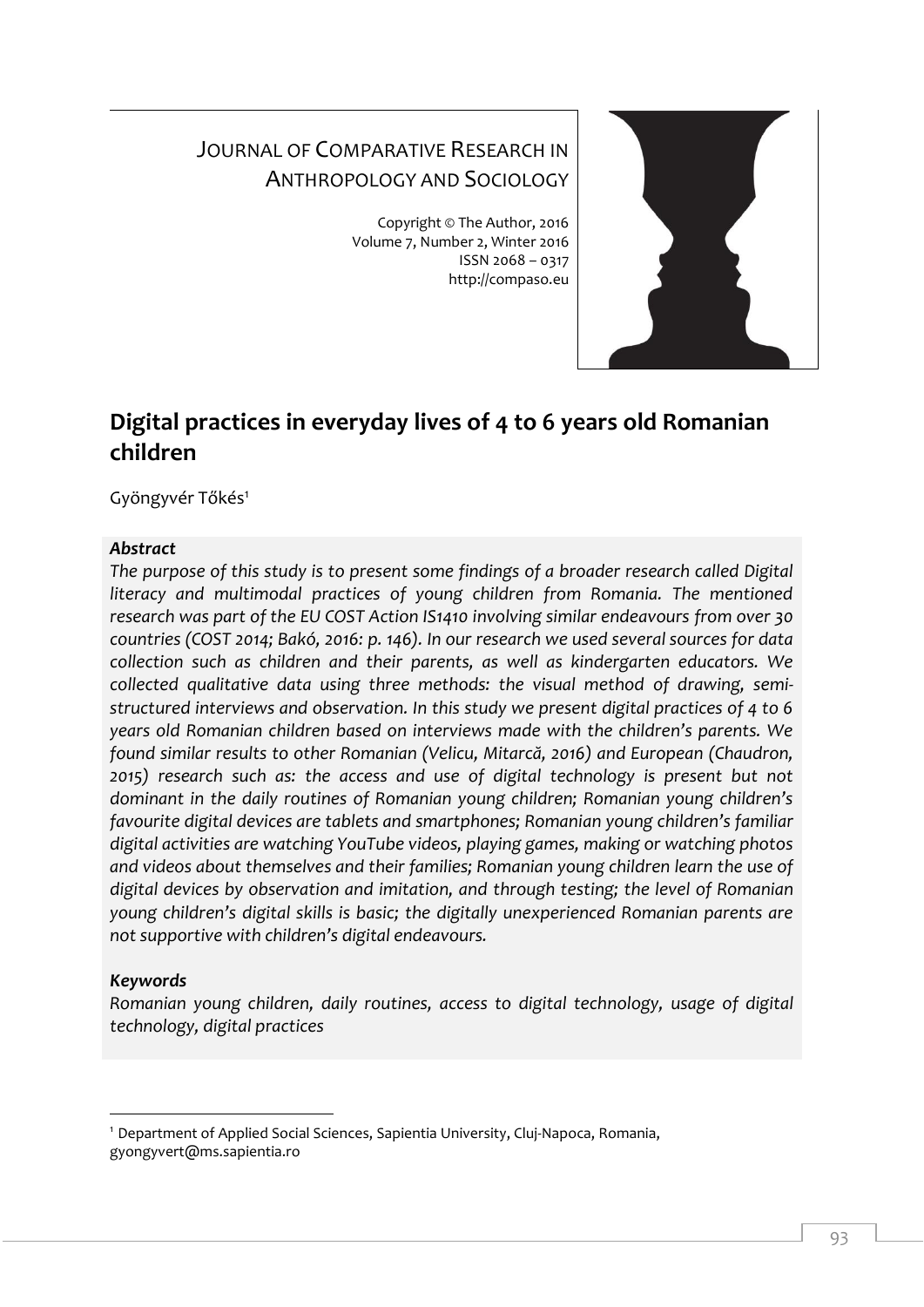JOURNAL OF COMPARATIVE RESEARCH IN ANTHROPOLOGY AND SOCIOLOGY

Copyright © The Author, 2016
Volume 7, Number 2, Winter 2016
ISSN 2068 – 0317
http://compaso.eu

# Digital practices in everyday lives of 4 to 6 years old Romanian children

Gyöngyvér Tőkés[1]

***Abstract***

*The purpose of this study is to present some findings of a broader research called Digital literacy and multimodal practices of young children from Romania. The mentioned research was part of the EU COST Action IS1410 involving similar endeavours from over 30 countries (COST 2014; Bakó, 2016: p. 146). In our research we used several sources for data collection such as children and their parents, as well as kindergarten educators. We collected qualitative data using three methods: the visual method of drawing, semi-structured interviews and observation. In this study we present digital practices of 4 to 6 years old Romanian children based on interviews made with the children's parents. We found similar results to other Romanian (Velicu, Mitarcă, 2016) and European (Chaudron, 2015) research such as: the access and use of digital technology is present but not dominant in the daily routines of Romanian young children; Romanian young children's favourite digital devices are tablets and smartphones; Romanian young children's familiar digital activities are watching YouTube videos, playing games, making or watching photos and videos about themselves and their families; Romanian young children learn the use of digital devices by observation and imitation, and through testing; the level of Romanian young children's digital skills is basic; the digitally unexperienced Romanian parents are not supportive with children's digital endeavours.*

***Keywords***

*Romanian young children, daily routines, access to digital technology, usage of digital technology, digital practices*

---

[1] Department of Applied Social Sciences, Sapientia University, Cluj-Napoca, Romania, gyongyvert@ms.sapientia.ro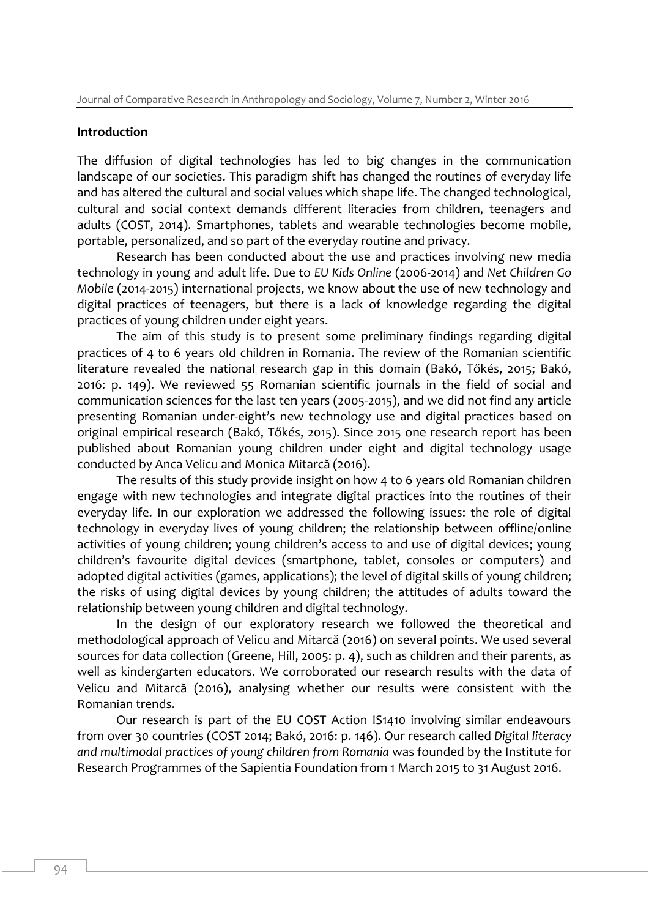## Introduction

The diffusion of digital technologies has led to big changes in the communication landscape of our societies. This paradigm shift has changed the routines of everyday life and has altered the cultural and social values which shape life. The changed technological, cultural and social context demands different literacies from children, teenagers and adults (COST, 2014). Smartphones, tablets and wearable technologies become mobile, portable, personalized, and so part of the everyday routine and privacy.

Research has been conducted about the use and practices involving new media technology in young and adult life. Due to *EU Kids Online* (2006-2014) and *Net Children Go Mobile* (2014-2015) international projects, we know about the use of new technology and digital practices of teenagers, but there is a lack of knowledge regarding the digital practices of young children under eight years.

The aim of this study is to present some preliminary findings regarding digital practices of 4 to 6 years old children in Romania. The review of the Romanian scientific literature revealed the national research gap in this domain (Bakó, Tőkés, 2015; Bakó, 2016: p. 149). We reviewed 55 Romanian scientific journals in the field of social and communication sciences for the last ten years (2005-2015), and we did not find any article presenting Romanian under-eight's new technology use and digital practices based on original empirical research (Bakó, Tőkés, 2015). Since 2015 one research report has been published about Romanian young children under eight and digital technology usage conducted by Anca Velicu and Monica Mitarcă (2016).

The results of this study provide insight on how 4 to 6 years old Romanian children engage with new technologies and integrate digital practices into the routines of their everyday life. In our exploration we addressed the following issues: the role of digital technology in everyday lives of young children; the relationship between offline/online activities of young children; young children's access to and use of digital devices; young children's favourite digital devices (smartphone, tablet, consoles or computers) and adopted digital activities (games, applications); the level of digital skills of young children; the risks of using digital devices by young children; the attitudes of adults toward the relationship between young children and digital technology.

In the design of our exploratory research we followed the theoretical and methodological approach of Velicu and Mitarcă (2016) on several points. We used several sources for data collection (Greene, Hill, 2005: p. 4), such as children and their parents, as well as kindergarten educators. We corroborated our research results with the data of Velicu and Mitarcă (2016), analysing whether our results were consistent with the Romanian trends.

Our research is part of the EU COST Action IS1410 involving similar endeavours from over 30 countries (COST 2014; Bakó, 2016: p. 146). Our research called *Digital literacy and multimodal practices of young children from Romania* was founded by the Institute for Research Programmes of the Sapientia Foundation from 1 March 2015 to 31 August 2016.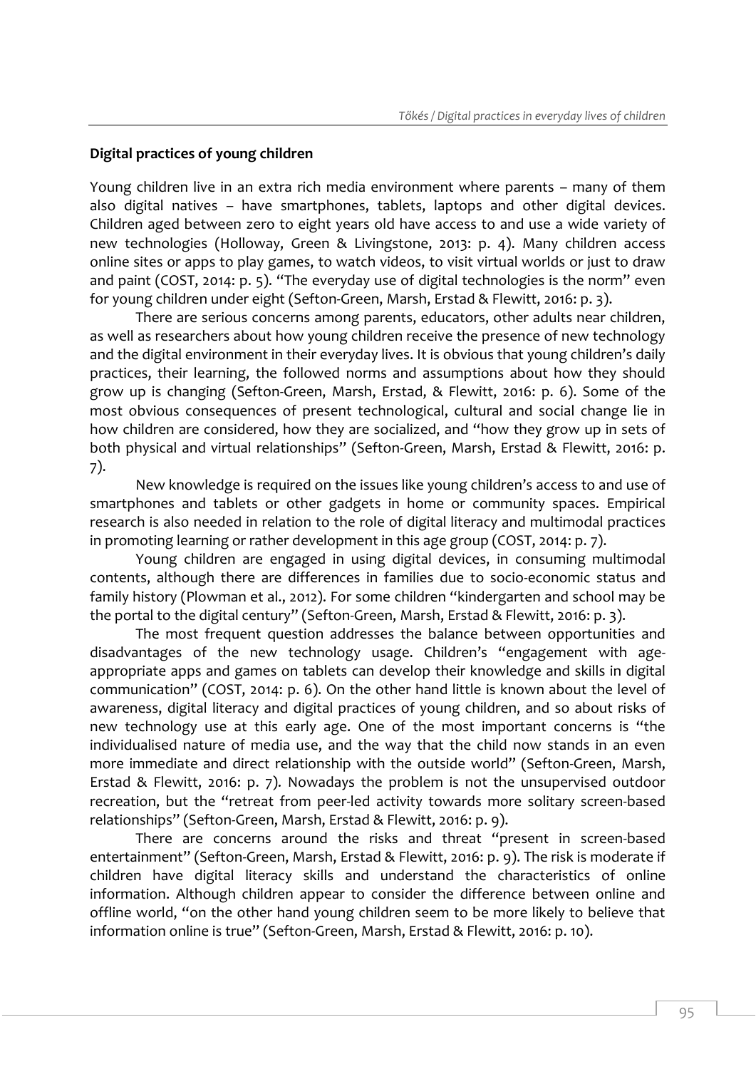**Digital practices of young children**

Young children live in an extra rich media environment where parents – many of them also digital natives – have smartphones, tablets, laptops and other digital devices. Children aged between zero to eight years old have access to and use a wide variety of new technologies (Holloway, Green & Livingstone, 2013: p. 4). Many children access online sites or apps to play games, to watch videos, to visit virtual worlds or just to draw and paint (COST, 2014: p. 5). "The everyday use of digital technologies is the norm" even for young children under eight (Sefton-Green, Marsh, Erstad & Flewitt, 2016: p. 3).

There are serious concerns among parents, educators, other adults near children, as well as researchers about how young children receive the presence of new technology and the digital environment in their everyday lives. It is obvious that young children's daily practices, their learning, the followed norms and assumptions about how they should grow up is changing (Sefton-Green, Marsh, Erstad, & Flewitt, 2016: p. 6). Some of the most obvious consequences of present technological, cultural and social change lie in how children are considered, how they are socialized, and "how they grow up in sets of both physical and virtual relationships" (Sefton-Green, Marsh, Erstad & Flewitt, 2016: p. 7).

New knowledge is required on the issues like young children's access to and use of smartphones and tablets or other gadgets in home or community spaces. Empirical research is also needed in relation to the role of digital literacy and multimodal practices in promoting learning or rather development in this age group (COST, 2014: p. 7).

Young children are engaged in using digital devices, in consuming multimodal contents, although there are differences in families due to socio-economic status and family history (Plowman et al., 2012). For some children "kindergarten and school may be the portal to the digital century" (Sefton-Green, Marsh, Erstad & Flewitt, 2016: p. 3).

The most frequent question addresses the balance between opportunities and disadvantages of the new technology usage. Children's "engagement with age-appropriate apps and games on tablets can develop their knowledge and skills in digital communication" (COST, 2014: p. 6). On the other hand little is known about the level of awareness, digital literacy and digital practices of young children, and so about risks of new technology use at this early age. One of the most important concerns is "the individualised nature of media use, and the way that the child now stands in an even more immediate and direct relationship with the outside world" (Sefton-Green, Marsh, Erstad & Flewitt, 2016: p. 7). Nowadays the problem is not the unsupervised outdoor recreation, but the "retreat from peer-led activity towards more solitary screen-based relationships" (Sefton-Green, Marsh, Erstad & Flewitt, 2016: p. 9).

There are concerns around the risks and threat "present in screen-based entertainment" (Sefton-Green, Marsh, Erstad & Flewitt, 2016: p. 9). The risk is moderate if children have digital literacy skills and understand the characteristics of online information. Although children appear to consider the difference between online and offline world, "on the other hand young children seem to be more likely to believe that information online is true" (Sefton-Green, Marsh, Erstad & Flewitt, 2016: p. 10).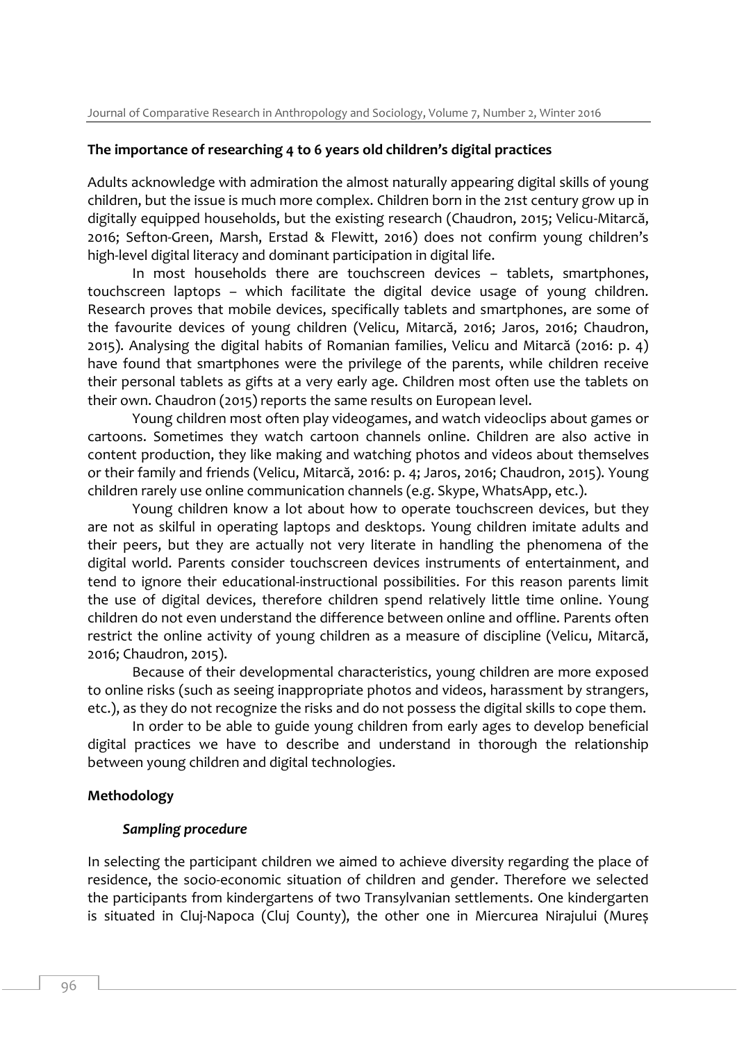## The importance of researching 4 to 6 years old children's digital practices

Adults acknowledge with admiration the almost naturally appearing digital skills of young children, but the issue is much more complex. Children born in the 21st century grow up in digitally equipped households, but the existing research (Chaudron, 2015; Velicu-Mitarcă, 2016; Sefton-Green, Marsh, Erstad & Flewitt, 2016) does not confirm young children's high-level digital literacy and dominant participation in digital life.

In most households there are touchscreen devices – tablets, smartphones, touchscreen laptops – which facilitate the digital device usage of young children. Research proves that mobile devices, specifically tablets and smartphones, are some of the favourite devices of young children (Velicu, Mitarcă, 2016; Jaros, 2016; Chaudron, 2015). Analysing the digital habits of Romanian families, Velicu and Mitarcă (2016: p. 4) have found that smartphones were the privilege of the parents, while children receive their personal tablets as gifts at a very early age. Children most often use the tablets on their own. Chaudron (2015) reports the same results on European level.

Young children most often play videogames, and watch videoclips about games or cartoons. Sometimes they watch cartoon channels online. Children are also active in content production, they like making and watching photos and videos about themselves or their family and friends (Velicu, Mitarcă, 2016: p. 4; Jaros, 2016; Chaudron, 2015). Young children rarely use online communication channels (e.g. Skype, WhatsApp, etc.).

Young children know a lot about how to operate touchscreen devices, but they are not as skilful in operating laptops and desktops. Young children imitate adults and their peers, but they are actually not very literate in handling the phenomena of the digital world. Parents consider touchscreen devices instruments of entertainment, and tend to ignore their educational-instructional possibilities. For this reason parents limit the use of digital devices, therefore children spend relatively little time online. Young children do not even understand the difference between online and offline. Parents often restrict the online activity of young children as a measure of discipline (Velicu, Mitarcă, 2016; Chaudron, 2015).

Because of their developmental characteristics, young children are more exposed to online risks (such as seeing inappropriate photos and videos, harassment by strangers, etc.), as they do not recognize the risks and do not possess the digital skills to cope them.

In order to be able to guide young children from early ages to develop beneficial digital practices we have to describe and understand in thorough the relationship between young children and digital technologies.

## Methodology

### *Sampling procedure*

In selecting the participant children we aimed to achieve diversity regarding the place of residence, the socio-economic situation of children and gender. Therefore we selected the participants from kindergartens of two Transylvanian settlements. One kindergarten is situated in Cluj-Napoca (Cluj County), the other one in Miercurea Nirajului (Mureș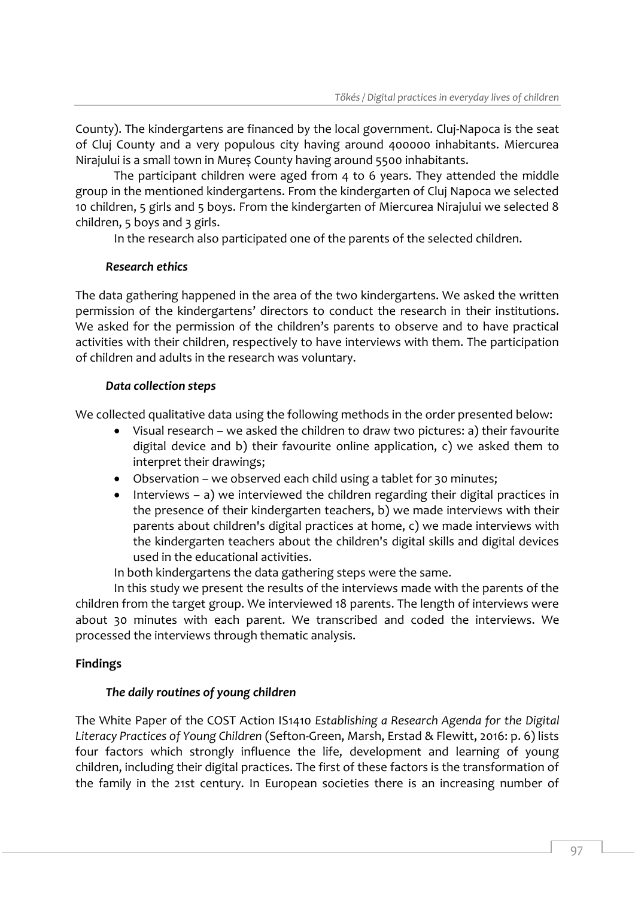County). The kindergartens are financed by the local government. Cluj-Napoca is the seat of Cluj County and a very populous city having around 400000 inhabitants. Miercurea Nirajului is a small town in Mureș County having around 5500 inhabitants.

The participant children were aged from 4 to 6 years. They attended the middle group in the mentioned kindergartens. From the kindergarten of Cluj Napoca we selected 10 children, 5 girls and 5 boys. From the kindergarten of Miercurea Nirajului we selected 8 children, 5 boys and 3 girls.

In the research also participated one of the parents of the selected children.

### *Research ethics*

The data gathering happened in the area of the two kindergartens. We asked the written permission of the kindergartens' directors to conduct the research in their institutions. We asked for the permission of the children's parents to observe and to have practical activities with their children, respectively to have interviews with them. The participation of children and adults in the research was voluntary.

### *Data collection steps*

We collected qualitative data using the following methods in the order presented below:

- Visual research – we asked the children to draw two pictures: a) their favourite digital device and b) their favourite online application, c) we asked them to interpret their drawings;
- Observation – we observed each child using a tablet for 30 minutes;
- Interviews – a) we interviewed the children regarding their digital practices in the presence of their kindergarten teachers, b) we made interviews with their parents about children's digital practices at home, c) we made interviews with the kindergarten teachers about the children's digital skills and digital devices used in the educational activities.

In both kindergartens the data gathering steps were the same.

In this study we present the results of the interviews made with the parents of the children from the target group. We interviewed 18 parents. The length of interviews were about 30 minutes with each parent. We transcribed and coded the interviews. We processed the interviews through thematic analysis.

## **Findings**

### *The daily routines of young children*

The White Paper of the COST Action IS1410 *Establishing a Research Agenda for the Digital Literacy Practices of Young Children* (Sefton-Green, Marsh, Erstad & Flewitt, 2016: p. 6) lists four factors which strongly influence the life, development and learning of young children, including their digital practices. The first of these factors is the transformation of the family in the 21st century. In European societies there is an increasing number of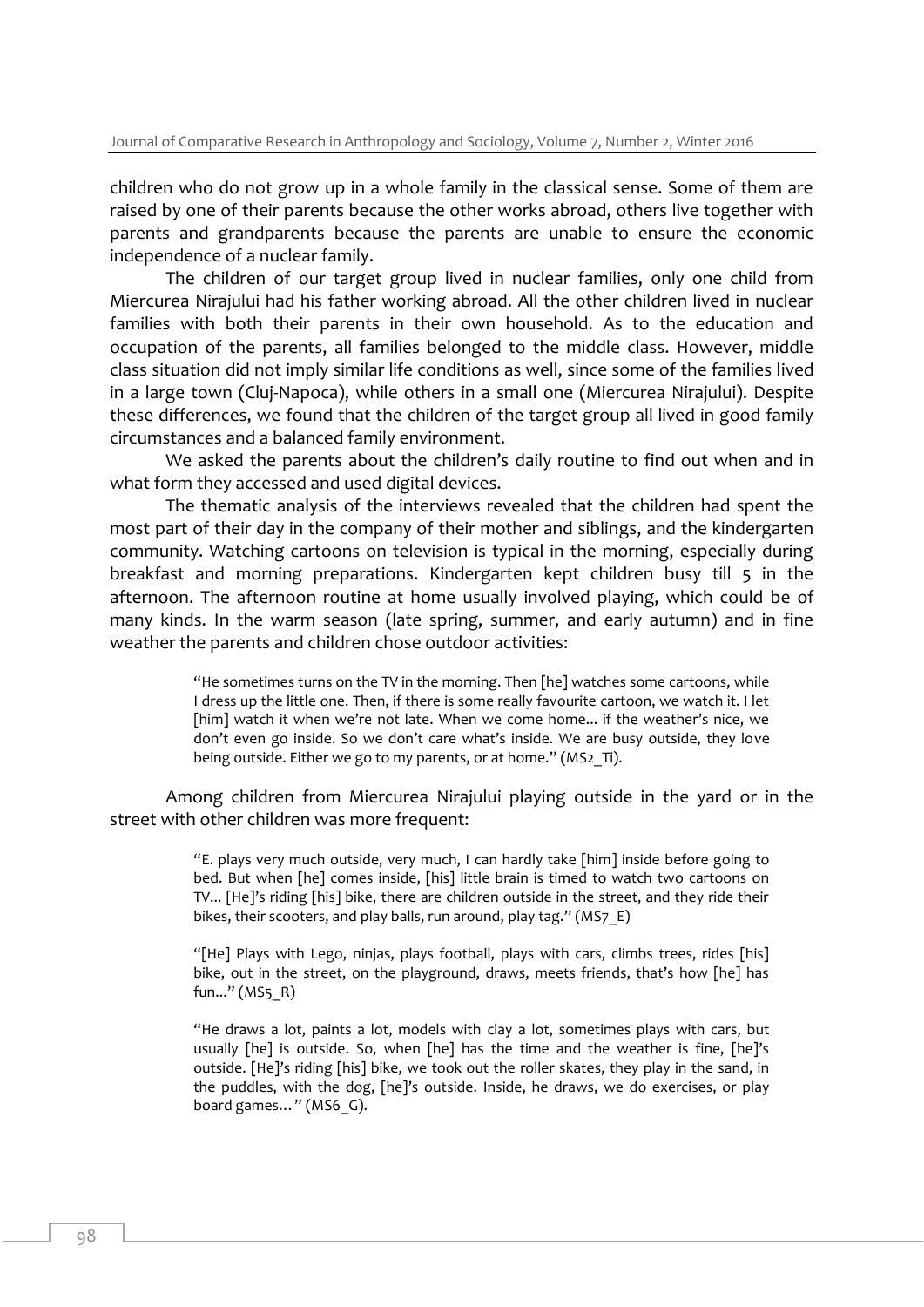children who do not grow up in a whole family in the classical sense. Some of them are raised by one of their parents because the other works abroad, others live together with parents and grandparents because the parents are unable to ensure the economic independence of a nuclear family.

The children of our target group lived in nuclear families, only one child from Miercurea Nirajului had his father working abroad. All the other children lived in nuclear families with both their parents in their own household. As to the education and occupation of the parents, all families belonged to the middle class. However, middle class situation did not imply similar life conditions as well, since some of the families lived in a large town (Cluj-Napoca), while others in a small one (Miercurea Nirajului). Despite these differences, we found that the children of the target group all lived in good family circumstances and a balanced family environment.

We asked the parents about the children's daily routine to find out when and in what form they accessed and used digital devices.

The thematic analysis of the interviews revealed that the children had spent the most part of their day in the company of their mother and siblings, and the kindergarten community. Watching cartoons on television is typical in the morning, especially during breakfast and morning preparations. Kindergarten kept children busy till 5 in the afternoon. The afternoon routine at home usually involved playing, which could be of many kinds. In the warm season (late spring, summer, and early autumn) and in fine weather the parents and children chose outdoor activities:

> "He sometimes turns on the TV in the morning. Then [he] watches some cartoons, while I dress up the little one. Then, if there is some really favourite cartoon, we watch it. I let [him] watch it when we're not late. When we come home... if the weather's nice, we don't even go inside. So we don't care what's inside. We are busy outside, they love being outside. Either we go to my parents, or at home." (MS2_Ti).

Among children from Miercurea Nirajului playing outside in the yard or in the street with other children was more frequent:

> "E. plays very much outside, very much, I can hardly take [him] inside before going to bed. But when [he] comes inside, [his] little brain is timed to watch two cartoons on TV... [He]'s riding [his] bike, there are children outside in the street, and they ride their bikes, their scooters, and play balls, run around, play tag." (MS7_E)

> "[He] Plays with Lego, ninjas, plays football, plays with cars, climbs trees, rides [his] bike, out in the street, on the playground, draws, meets friends, that's how [he] has fun..." (MS5_R)

> "He draws a lot, paints a lot, models with clay a lot, sometimes plays with cars, but usually [he] is outside. So, when [he] has the time and the weather is fine, [he]'s outside. [He]'s riding [his] bike, we took out the roller skates, they play in the sand, in the puddles, with the dog, [he]'s outside. Inside, he draws, we do exercises, or play board games…" (MS6_G).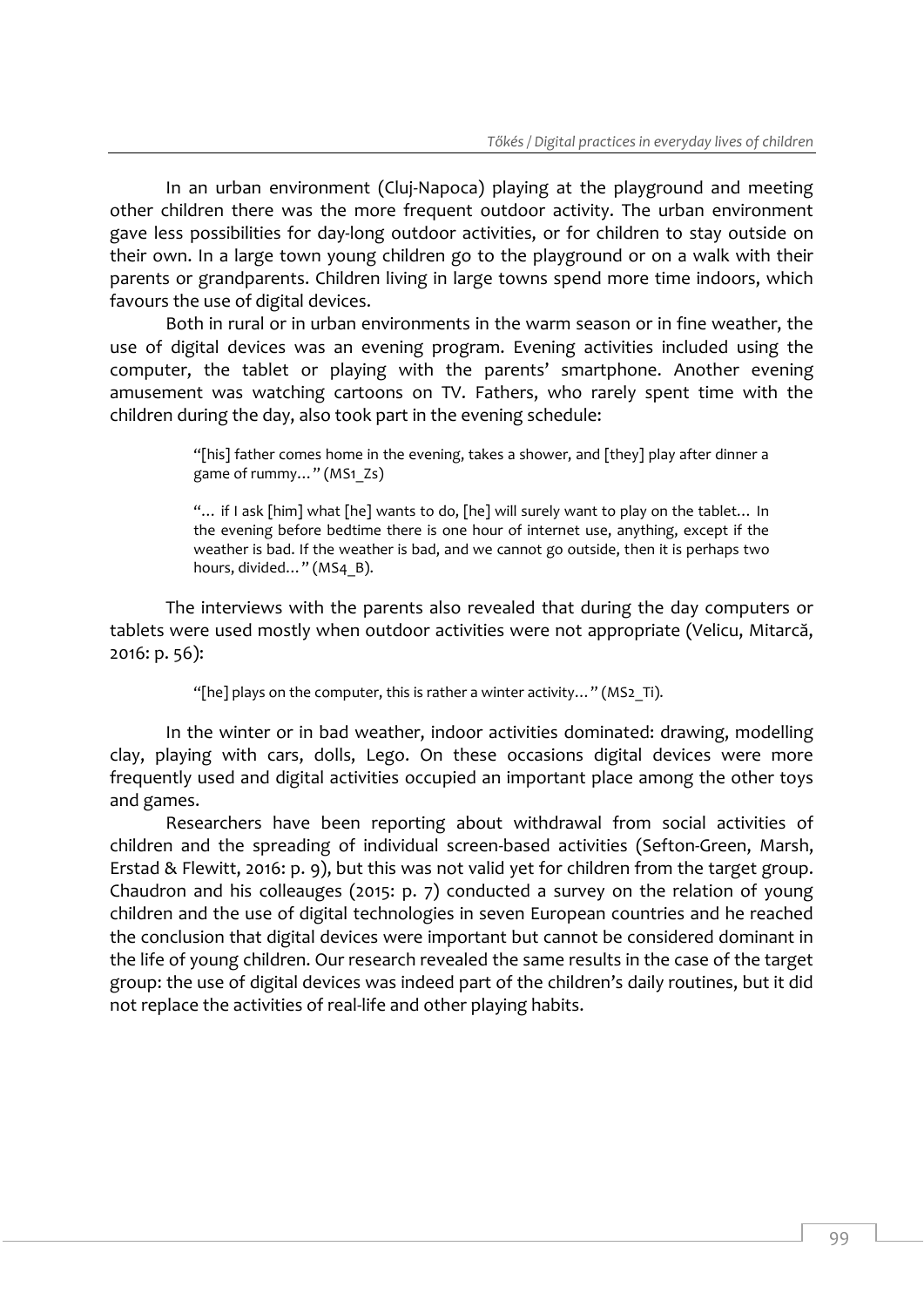In an urban environment (Cluj-Napoca) playing at the playground and meeting other children there was the more frequent outdoor activity. The urban environment gave less possibilities for day-long outdoor activities, or for children to stay outside on their own. In a large town young children go to the playground or on a walk with their parents or grandparents. Children living in large towns spend more time indoors, which favours the use of digital devices.

Both in rural or in urban environments in the warm season or in fine weather, the use of digital devices was an evening program. Evening activities included using the computer, the tablet or playing with the parents' smartphone. Another evening amusement was watching cartoons on TV. Fathers, who rarely spent time with the children during the day, also took part in the evening schedule:

> "[his] father comes home in the evening, takes a shower, and [they] play after dinner a game of rummy…" (MS1_Zs)

> "… if I ask [him] what [he] wants to do, [he] will surely want to play on the tablet… In the evening before bedtime there is one hour of internet use, anything, except if the weather is bad. If the weather is bad, and we cannot go outside, then it is perhaps two hours, divided…" (MS4_B).

The interviews with the parents also revealed that during the day computers or tablets were used mostly when outdoor activities were not appropriate (Velicu, Mitarcă, 2016: p. 56):

> "[he] plays on the computer, this is rather a winter activity…" (MS2_Ti).

In the winter or in bad weather, indoor activities dominated: drawing, modelling clay, playing with cars, dolls, Lego. On these occasions digital devices were more frequently used and digital activities occupied an important place among the other toys and games.

Researchers have been reporting about withdrawal from social activities of children and the spreading of individual screen-based activities (Sefton-Green, Marsh, Erstad & Flewitt, 2016: p. 9), but this was not valid yet for children from the target group. Chaudron and his colleauges (2015: p. 7) conducted a survey on the relation of young children and the use of digital technologies in seven European countries and he reached the conclusion that digital devices were important but cannot be considered dominant in the life of young children. Our research revealed the same results in the case of the target group: the use of digital devices was indeed part of the children's daily routines, but it did not replace the activities of real-life and other playing habits.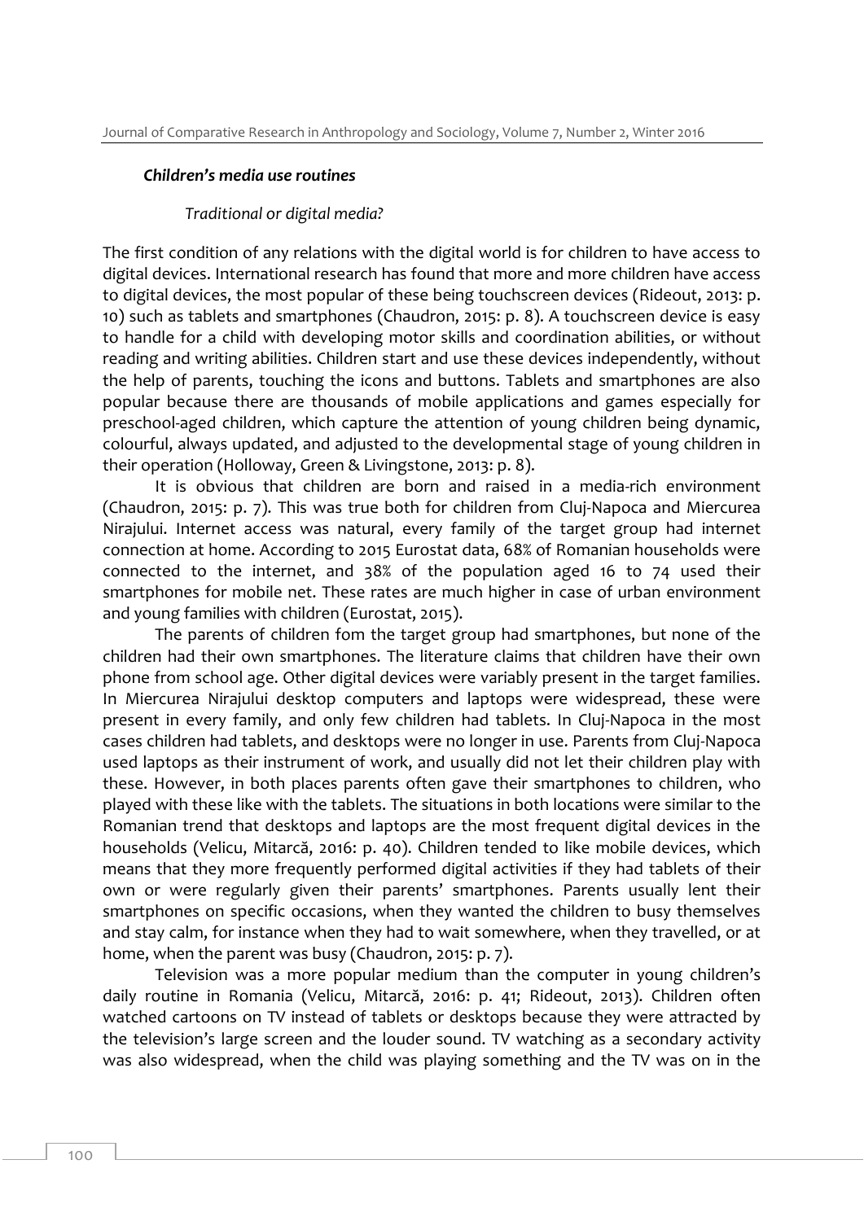### *Children's media use routines*

#### *Traditional or digital media?*

The first condition of any relations with the digital world is for children to have access to digital devices. International research has found that more and more children have access to digital devices, the most popular of these being touchscreen devices (Rideout, 2013: p. 10) such as tablets and smartphones (Chaudron, 2015: p. 8). A touchscreen device is easy to handle for a child with developing motor skills and coordination abilities, or without reading and writing abilities. Children start and use these devices independently, without the help of parents, touching the icons and buttons. Tablets and smartphones are also popular because there are thousands of mobile applications and games especially for preschool-aged children, which capture the attention of young children being dynamic, colourful, always updated, and adjusted to the developmental stage of young children in their operation (Holloway, Green & Livingstone, 2013: p. 8).

It is obvious that children are born and raised in a media-rich environment (Chaudron, 2015: p. 7). This was true both for children from Cluj-Napoca and Miercurea Nirajului. Internet access was natural, every family of the target group had internet connection at home. According to 2015 Eurostat data, 68% of Romanian households were connected to the internet, and 38% of the population aged 16 to 74 used their smartphones for mobile net. These rates are much higher in case of urban environment and young families with children (Eurostat, 2015).

The parents of children fom the target group had smartphones, but none of the children had their own smartphones. The literature claims that children have their own phone from school age. Other digital devices were variably present in the target families. In Miercurea Nirajului desktop computers and laptops were widespread, these were present in every family, and only few children had tablets. In Cluj-Napoca in the most cases children had tablets, and desktops were no longer in use. Parents from Cluj-Napoca used laptops as their instrument of work, and usually did not let their children play with these. However, in both places parents often gave their smartphones to children, who played with these like with the tablets. The situations in both locations were similar to the Romanian trend that desktops and laptops are the most frequent digital devices in the households (Velicu, Mitarcă, 2016: p. 40). Children tended to like mobile devices, which means that they more frequently performed digital activities if they had tablets of their own or were regularly given their parents' smartphones. Parents usually lent their smartphones on specific occasions, when they wanted the children to busy themselves and stay calm, for instance when they had to wait somewhere, when they travelled, or at home, when the parent was busy (Chaudron, 2015: p. 7).

Television was a more popular medium than the computer in young children's daily routine in Romania (Velicu, Mitarcă, 2016: p. 41; Rideout, 2013). Children often watched cartoons on TV instead of tablets or desktops because they were attracted by the television's large screen and the louder sound. TV watching as a secondary activity was also widespread, when the child was playing something and the TV was on in the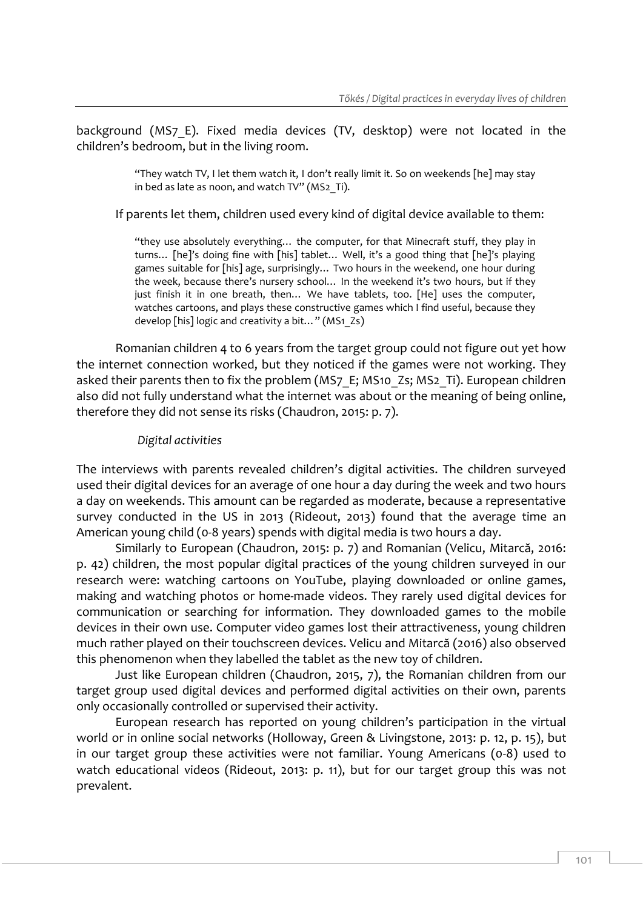background (MS7_E). Fixed media devices (TV, desktop) were not located in the children's bedroom, but in the living room.

> "They watch TV, I let them watch it, I don't really limit it. So on weekends [he] may stay in bed as late as noon, and watch TV" (MS2_Ti).

If parents let them, children used every kind of digital device available to them:

> "they use absolutely everything… the computer, for that Minecraft stuff, they play in turns… [he]'s doing fine with [his] tablet… Well, it's a good thing that [he]'s playing games suitable for [his] age, surprisingly… Two hours in the weekend, one hour during the week, because there's nursery school… In the weekend it's two hours, but if they just finish it in one breath, then… We have tablets, too. [He] uses the computer, watches cartoons, and plays these constructive games which I find useful, because they develop [his] logic and creativity a bit…" (MS1_Zs)

Romanian children 4 to 6 years from the target group could not figure out yet how the internet connection worked, but they noticed if the games were not working. They asked their parents then to fix the problem (MS7_E; MS10_Zs; MS2_Ti). European children also did not fully understand what the internet was about or the meaning of being online, therefore they did not sense its risks (Chaudron, 2015: p. 7).

*Digital activities*

The interviews with parents revealed children's digital activities. The children surveyed used their digital devices for an average of one hour a day during the week and two hours a day on weekends. This amount can be regarded as moderate, because a representative survey conducted in the US in 2013 (Rideout, 2013) found that the average time an American young child (0-8 years) spends with digital media is two hours a day.

Similarly to European (Chaudron, 2015: p. 7) and Romanian (Velicu, Mitarcă, 2016: p. 42) children, the most popular digital practices of the young children surveyed in our research were: watching cartoons on YouTube, playing downloaded or online games, making and watching photos or home-made videos. They rarely used digital devices for communication or searching for information. They downloaded games to the mobile devices in their own use. Computer video games lost their attractiveness, young children much rather played on their touchscreen devices. Velicu and Mitarcă (2016) also observed this phenomenon when they labelled the tablet as the new toy of children.

Just like European children (Chaudron, 2015, 7), the Romanian children from our target group used digital devices and performed digital activities on their own, parents only occasionally controlled or supervised their activity.

European research has reported on young children's participation in the virtual world or in online social networks (Holloway, Green & Livingstone, 2013: p. 12, p. 15), but in our target group these activities were not familiar. Young Americans (0-8) used to watch educational videos (Rideout, 2013: p. 11), but for our target group this was not prevalent.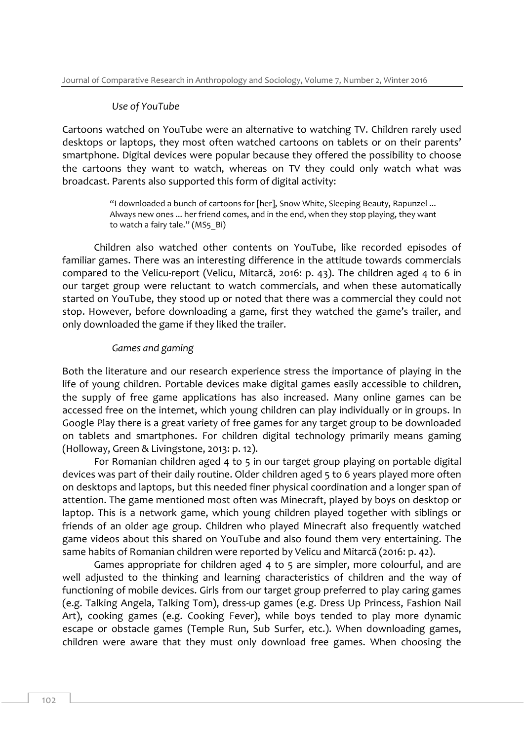*Use of YouTube*

Cartoons watched on YouTube were an alternative to watching TV. Children rarely used desktops or laptops, they most often watched cartoons on tablets or on their parents' smartphone. Digital devices were popular because they offered the possibility to choose the cartoons they want to watch, whereas on TV they could only watch what was broadcast. Parents also supported this form of digital activity:

> "I downloaded a bunch of cartoons for [her], Snow White, Sleeping Beauty, Rapunzel ... Always new ones ... her friend comes, and in the end, when they stop playing, they want to watch a fairy tale." (MS5_Bi)

Children also watched other contents on YouTube, like recorded episodes of familiar games. There was an interesting difference in the attitude towards commercials compared to the Velicu-report (Velicu, Mitarcă, 2016: p. 43). The children aged 4 to 6 in our target group were reluctant to watch commercials, and when these automatically started on YouTube, they stood up or noted that there was a commercial they could not stop. However, before downloading a game, first they watched the game's trailer, and only downloaded the game if they liked the trailer.

*Games and gaming*

Both the literature and our research experience stress the importance of playing in the life of young children. Portable devices make digital games easily accessible to children, the supply of free game applications has also increased. Many online games can be accessed free on the internet, which young children can play individually or in groups. In Google Play there is a great variety of free games for any target group to be downloaded on tablets and smartphones. For children digital technology primarily means gaming (Holloway, Green & Livingstone, 2013: p. 12).

For Romanian children aged 4 to 5 in our target group playing on portable digital devices was part of their daily routine. Older children aged 5 to 6 years played more often on desktops and laptops, but this needed finer physical coordination and a longer span of attention. The game mentioned most often was Minecraft, played by boys on desktop or laptop. This is a network game, which young children played together with siblings or friends of an older age group. Children who played Minecraft also frequently watched game videos about this shared on YouTube and also found them very entertaining. The same habits of Romanian children were reported by Velicu and Mitarcă (2016: p. 42).

Games appropriate for children aged 4 to 5 are simpler, more colourful, and are well adjusted to the thinking and learning characteristics of children and the way of functioning of mobile devices. Girls from our target group preferred to play caring games (e.g. Talking Angela, Talking Tom), dress-up games (e.g. Dress Up Princess, Fashion Nail Art), cooking games (e.g. Cooking Fever), while boys tended to play more dynamic escape or obstacle games (Temple Run, Sub Surfer, etc.). When downloading games, children were aware that they must only download free games. When choosing the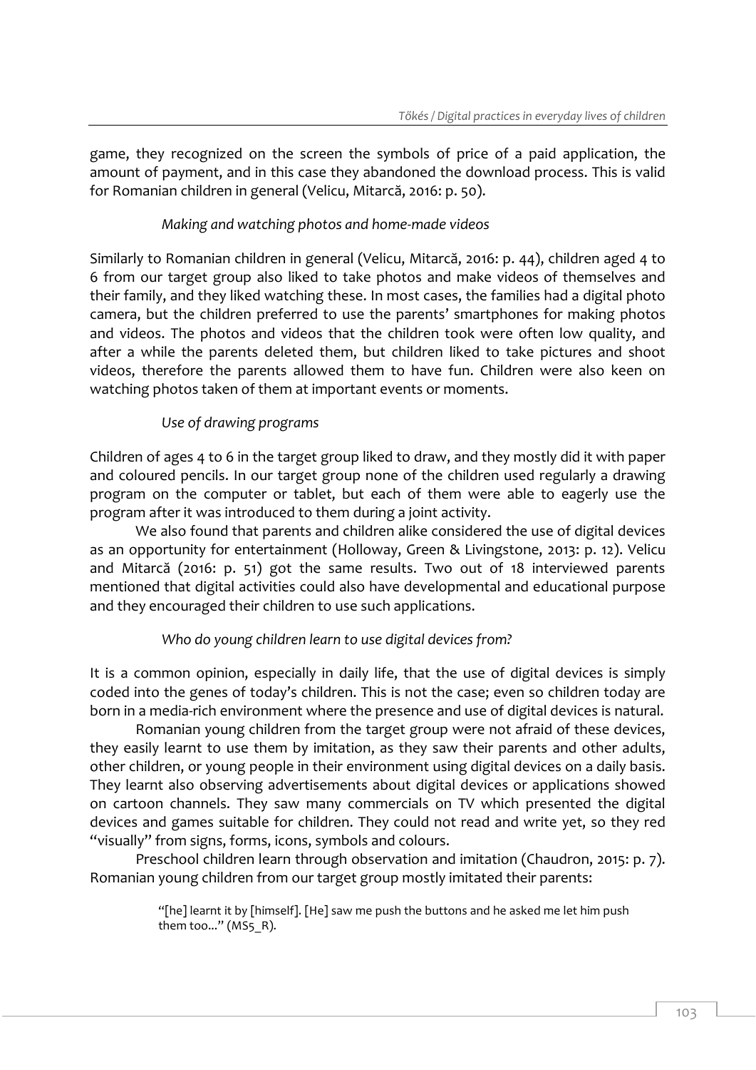game, they recognized on the screen the symbols of price of a paid application, the amount of payment, and in this case they abandoned the download process. This is valid for Romanian children in general (Velicu, Mitarcă, 2016: p. 50).

*Making and watching photos and home-made videos*

Similarly to Romanian children in general (Velicu, Mitarcă, 2016: p. 44), children aged 4 to 6 from our target group also liked to take photos and make videos of themselves and their family, and they liked watching these. In most cases, the families had a digital photo camera, but the children preferred to use the parents' smartphones for making photos and videos. The photos and videos that the children took were often low quality, and after a while the parents deleted them, but children liked to take pictures and shoot videos, therefore the parents allowed them to have fun. Children were also keen on watching photos taken of them at important events or moments.

*Use of drawing programs*

Children of ages 4 to 6 in the target group liked to draw, and they mostly did it with paper and coloured pencils. In our target group none of the children used regularly a drawing program on the computer or tablet, but each of them were able to eagerly use the program after it was introduced to them during a joint activity.

We also found that parents and children alike considered the use of digital devices as an opportunity for entertainment (Holloway, Green & Livingstone, 2013: p. 12). Velicu and Mitarcă (2016: p. 51) got the same results. Two out of 18 interviewed parents mentioned that digital activities could also have developmental and educational purpose and they encouraged their children to use such applications.

*Who do young children learn to use digital devices from?*

It is a common opinion, especially in daily life, that the use of digital devices is simply coded into the genes of today's children. This is not the case; even so children today are born in a media-rich environment where the presence and use of digital devices is natural.

Romanian young children from the target group were not afraid of these devices, they easily learnt to use them by imitation, as they saw their parents and other adults, other children, or young people in their environment using digital devices on a daily basis. They learnt also observing advertisements about digital devices or applications showed on cartoon channels. They saw many commercials on TV which presented the digital devices and games suitable for children. They could not read and write yet, so they red "visually" from signs, forms, icons, symbols and colours.

Preschool children learn through observation and imitation (Chaudron, 2015: p. 7). Romanian young children from our target group mostly imitated their parents:

> "[he] learnt it by [himself]. [He] saw me push the buttons and he asked me let him push them too..." (MS5_R).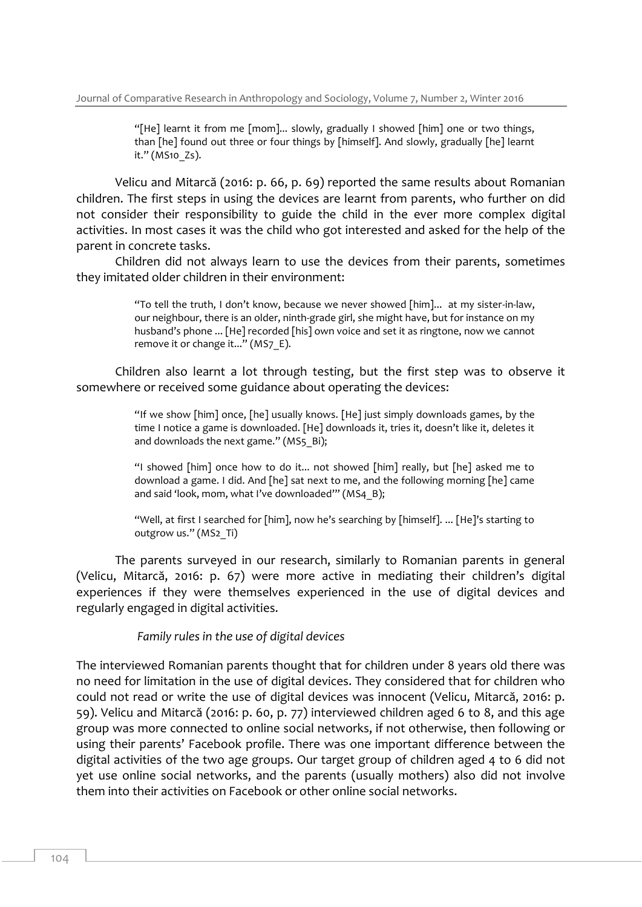> "[He] learnt it from me [mom]... slowly, gradually I showed [him] one or two things, than [he] found out three or four things by [himself]. And slowly, gradually [he] learnt it." (MS10_Zs).

Velicu and Mitarcă (2016: p. 66, p. 69) reported the same results about Romanian children. The first steps in using the devices are learnt from parents, who further on did not consider their responsibility to guide the child in the ever more complex digital activities. In most cases it was the child who got interested and asked for the help of the parent in concrete tasks.

Children did not always learn to use the devices from their parents, sometimes they imitated older children in their environment:

> "To tell the truth, I don't know, because we never showed [him]... at my sister-in-law, our neighbour, there is an older, ninth-grade girl, she might have, but for instance on my husband's phone ... [He] recorded [his] own voice and set it as ringtone, now we cannot remove it or change it..." (MS7_E).

Children also learnt a lot through testing, but the first step was to observe it somewhere or received some guidance about operating the devices:

> "If we show [him] once, [he] usually knows. [He] just simply downloads games, by the time I notice a game is downloaded. [He] downloads it, tries it, doesn't like it, deletes it and downloads the next game." (MS5_Bi);

> "I showed [him] once how to do it... not showed [him] really, but [he] asked me to download a game. I did. And [he] sat next to me, and the following morning [he] came and said 'look, mom, what I've downloaded'" (MS4_B);

> "Well, at first I searched for [him], now he's searching by [himself]. ... [He]'s starting to outgrow us." (MS2_Ti)

The parents surveyed in our research, similarly to Romanian parents in general (Velicu, Mitarcă, 2016: p. 67) were more active in mediating their children's digital experiences if they were themselves experienced in the use of digital devices and regularly engaged in digital activities.

*Family rules in the use of digital devices*

The interviewed Romanian parents thought that for children under 8 years old there was no need for limitation in the use of digital devices. They considered that for children who could not read or write the use of digital devices was innocent (Velicu, Mitarcă, 2016: p. 59). Velicu and Mitarcă (2016: p. 60, p. 77) interviewed children aged 6 to 8, and this age group was more connected to online social networks, if not otherwise, then following or using their parents' Facebook profile. There was one important difference between the digital activities of the two age groups. Our target group of children aged 4 to 6 did not yet use online social networks, and the parents (usually mothers) also did not involve them into their activities on Facebook or other online social networks.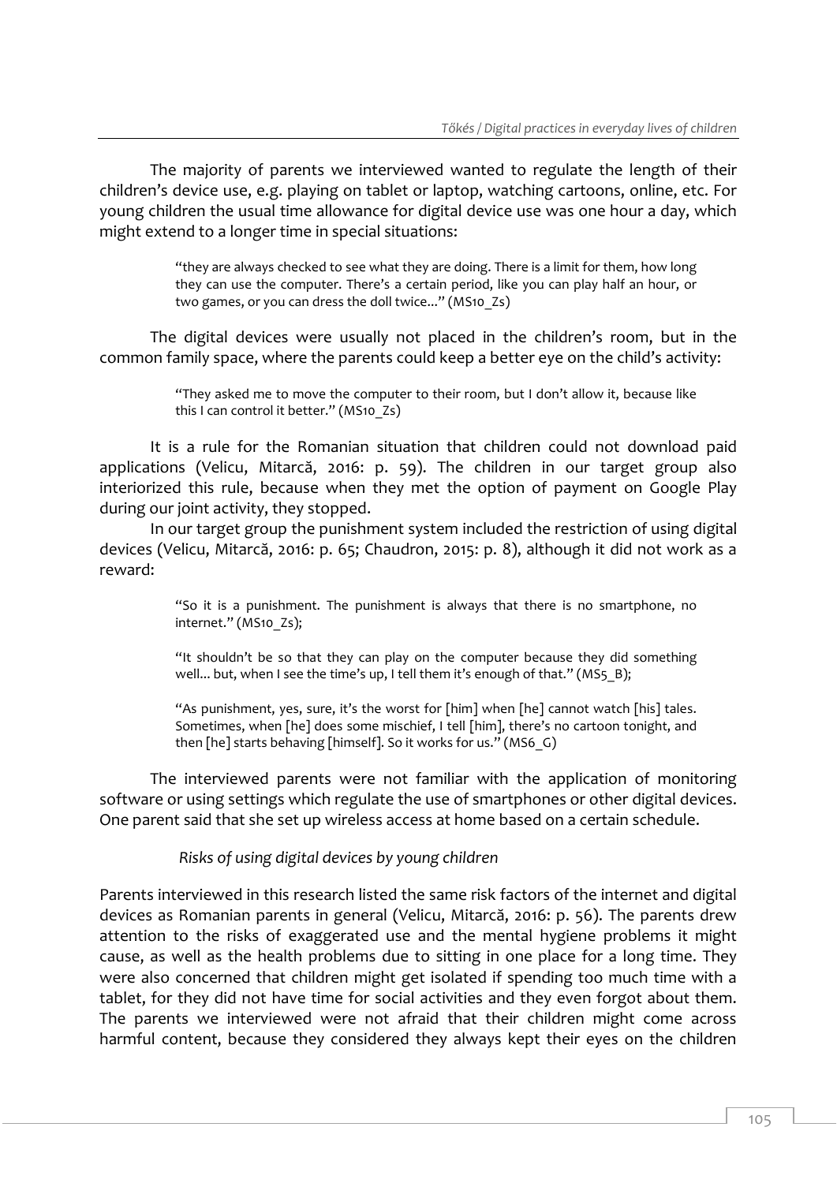The majority of parents we interviewed wanted to regulate the length of their children's device use, e.g. playing on tablet or laptop, watching cartoons, online, etc. For young children the usual time allowance for digital device use was one hour a day, which might extend to a longer time in special situations:

> "they are always checked to see what they are doing. There is a limit for them, how long they can use the computer. There's a certain period, like you can play half an hour, or two games, or you can dress the doll twice..." (MS10_Zs)

The digital devices were usually not placed in the children's room, but in the common family space, where the parents could keep a better eye on the child's activity:

> "They asked me to move the computer to their room, but I don't allow it, because like this I can control it better." (MS10_Zs)

It is a rule for the Romanian situation that children could not download paid applications (Velicu, Mitarcă, 2016: p. 59). The children in our target group also interiorized this rule, because when they met the option of payment on Google Play during our joint activity, they stopped.

In our target group the punishment system included the restriction of using digital devices (Velicu, Mitarcă, 2016: p. 65; Chaudron, 2015: p. 8), although it did not work as a reward:

> "So it is a punishment. The punishment is always that there is no smartphone, no internet." (MS10_Zs);

> "It shouldn't be so that they can play on the computer because they did something well... but, when I see the time's up, I tell them it's enough of that." (MS5_B);

> "As punishment, yes, sure, it's the worst for [him] when [he] cannot watch [his] tales. Sometimes, when [he] does some mischief, I tell [him], there's no cartoon tonight, and then [he] starts behaving [himself]. So it works for us." (MS6_G)

The interviewed parents were not familiar with the application of monitoring software or using settings which regulate the use of smartphones or other digital devices. One parent said that she set up wireless access at home based on a certain schedule.

*Risks of using digital devices by young children*

Parents interviewed in this research listed the same risk factors of the internet and digital devices as Romanian parents in general (Velicu, Mitarcă, 2016: p. 56). The parents drew attention to the risks of exaggerated use and the mental hygiene problems it might cause, as well as the health problems due to sitting in one place for a long time. They were also concerned that children might get isolated if spending too much time with a tablet, for they did not have time for social activities and they even forgot about them. The parents we interviewed were not afraid that their children might come across harmful content, because they considered they always kept their eyes on the children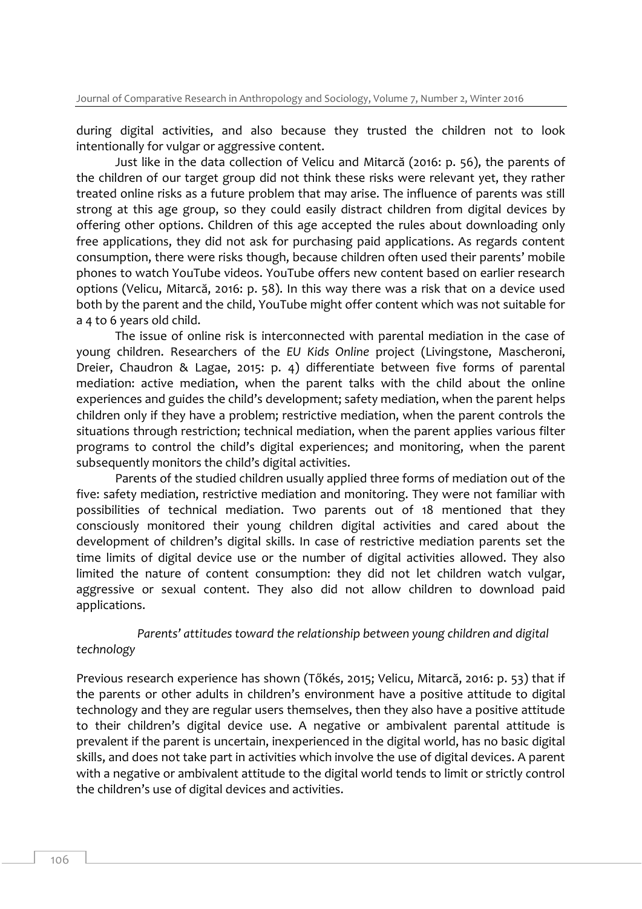during digital activities, and also because they trusted the children not to look intentionally for vulgar or aggressive content.

Just like in the data collection of Velicu and Mitarcă (2016: p. 56), the parents of the children of our target group did not think these risks were relevant yet, they rather treated online risks as a future problem that may arise. The influence of parents was still strong at this age group, so they could easily distract children from digital devices by offering other options. Children of this age accepted the rules about downloading only free applications, they did not ask for purchasing paid applications. As regards content consumption, there were risks though, because children often used their parents' mobile phones to watch YouTube videos. YouTube offers new content based on earlier research options (Velicu, Mitarcă, 2016: p. 58). In this way there was a risk that on a device used both by the parent and the child, YouTube might offer content which was not suitable for a 4 to 6 years old child.

The issue of online risk is interconnected with parental mediation in the case of young children. Researchers of the *EU Kids Online* project (Livingstone, Mascheroni, Dreier, Chaudron & Lagae, 2015: p. 4) differentiate between five forms of parental mediation: active mediation, when the parent talks with the child about the online experiences and guides the child's development; safety mediation, when the parent helps children only if they have a problem; restrictive mediation, when the parent controls the situations through restriction; technical mediation, when the parent applies various filter programs to control the child's digital experiences; and monitoring, when the parent subsequently monitors the child's digital activities.

Parents of the studied children usually applied three forms of mediation out of the five: safety mediation, restrictive mediation and monitoring. They were not familiar with possibilities of technical mediation. Two parents out of 18 mentioned that they consciously monitored their young children digital activities and cared about the development of children's digital skills. In case of restrictive mediation parents set the time limits of digital device use or the number of digital activities allowed. They also limited the nature of content consumption: they did not let children watch vulgar, aggressive or sexual content. They also did not allow children to download paid applications.

*Parents' attitudes toward the relationship between young children and digital technology*

Previous research experience has shown (Tőkés, 2015; Velicu, Mitarcă, 2016: p. 53) that if the parents or other adults in children's environment have a positive attitude to digital technology and they are regular users themselves, then they also have a positive attitude to their children's digital device use. A negative or ambivalent parental attitude is prevalent if the parent is uncertain, inexperienced in the digital world, has no basic digital skills, and does not take part in activities which involve the use of digital devices. A parent with a negative or ambivalent attitude to the digital world tends to limit or strictly control the children's use of digital devices and activities.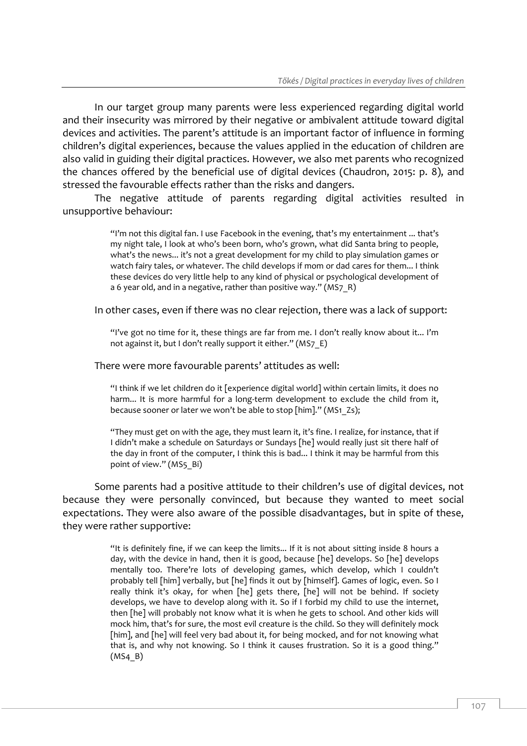In our target group many parents were less experienced regarding digital world and their insecurity was mirrored by their negative or ambivalent attitude toward digital devices and activities. The parent's attitude is an important factor of influence in forming children's digital experiences, because the values applied in the education of children are also valid in guiding their digital practices. However, we also met parents who recognized the chances offered by the beneficial use of digital devices (Chaudron, 2015: p. 8), and stressed the favourable effects rather than the risks and dangers.

The negative attitude of parents regarding digital activities resulted in unsupportive behaviour:

> "I'm not this digital fan. I use Facebook in the evening, that's my entertainment ... that's my night tale, I look at who's been born, who's grown, what did Santa bring to people, what's the news... it's not a great development for my child to play simulation games or watch fairy tales, or whatever. The child develops if mom or dad cares for them... I think these devices do very little help to any kind of physical or psychological development of a 6 year old, and in a negative, rather than positive way." (MS7_R)

In other cases, even if there was no clear rejection, there was a lack of support:

> "I've got no time for it, these things are far from me. I don't really know about it... I'm not against it, but I don't really support it either." (MS7_E)

There were more favourable parents' attitudes as well:

> "I think if we let children do it [experience digital world] within certain limits, it does no harm... It is more harmful for a long-term development to exclude the child from it, because sooner or later we won't be able to stop [him]." (MS1_Zs);

> "They must get on with the age, they must learn it, it's fine. I realize, for instance, that if I didn't make a schedule on Saturdays or Sundays [he] would really just sit there half of the day in front of the computer, I think this is bad... I think it may be harmful from this point of view." (MS5_Bi)

Some parents had a positive attitude to their children's use of digital devices, not because they were personally convinced, but because they wanted to meet social expectations. They were also aware of the possible disadvantages, but in spite of these, they were rather supportive:

> "It is definitely fine, if we can keep the limits... If it is not about sitting inside 8 hours a day, with the device in hand, then it is good, because [he] develops. So [he] develops mentally too. There're lots of developing games, which develop, which I couldn't probably tell [him] verbally, but [he] finds it out by [himself]. Games of logic, even. So I really think it's okay, for when [he] gets there, [he] will not be behind. If society develops, we have to develop along with it. So if I forbid my child to use the internet, then [he] will probably not know what it is when he gets to school. And other kids will mock him, that's for sure, the most evil creature is the child. So they will definitely mock [him], and [he] will feel very bad about it, for being mocked, and for not knowing what that is, and why not knowing. So I think it causes frustration. So it is a good thing." (MS4_B)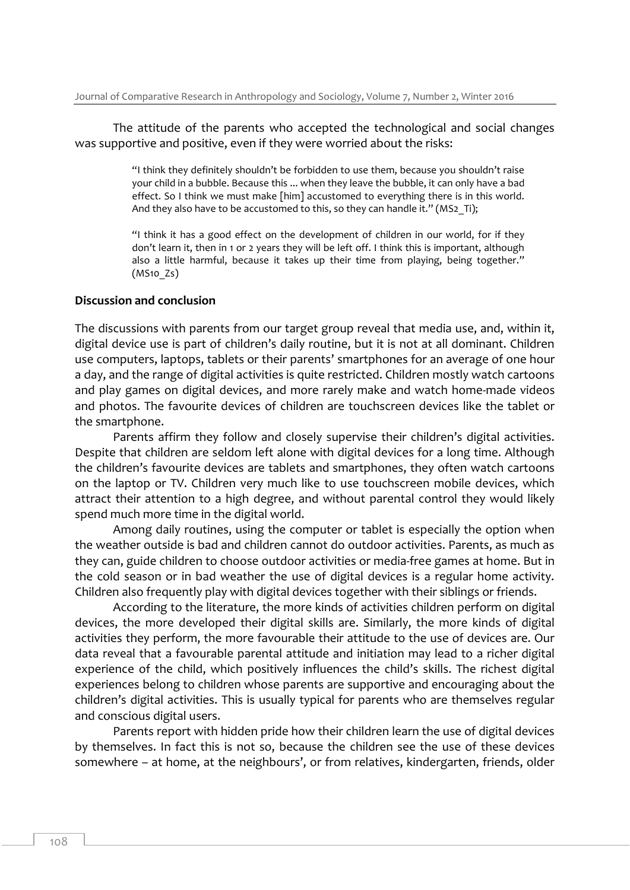The attitude of the parents who accepted the technological and social changes was supportive and positive, even if they were worried about the risks:

> "I think they definitely shouldn't be forbidden to use them, because you shouldn't raise your child in a bubble. Because this ... when they leave the bubble, it can only have a bad effect. So I think we must make [him] accustomed to everything there is in this world. And they also have to be accustomed to this, so they can handle it." (MS2_Ti);

> "I think it has a good effect on the development of children in our world, for if they don't learn it, then in 1 or 2 years they will be left off. I think this is important, although also a little harmful, because it takes up their time from playing, being together." (MS10_Zs)

**Discussion and conclusion**

The discussions with parents from our target group reveal that media use, and, within it, digital device use is part of children's daily routine, but it is not at all dominant. Children use computers, laptops, tablets or their parents' smartphones for an average of one hour a day, and the range of digital activities is quite restricted. Children mostly watch cartoons and play games on digital devices, and more rarely make and watch home-made videos and photos. The favourite devices of children are touchscreen devices like the tablet or the smartphone.

Parents affirm they follow and closely supervise their children's digital activities. Despite that children are seldom left alone with digital devices for a long time. Although the children's favourite devices are tablets and smartphones, they often watch cartoons on the laptop or TV. Children very much like to use touchscreen mobile devices, which attract their attention to a high degree, and without parental control they would likely spend much more time in the digital world.

Among daily routines, using the computer or tablet is especially the option when the weather outside is bad and children cannot do outdoor activities. Parents, as much as they can, guide children to choose outdoor activities or media-free games at home. But in the cold season or in bad weather the use of digital devices is a regular home activity. Children also frequently play with digital devices together with their siblings or friends.

According to the literature, the more kinds of activities children perform on digital devices, the more developed their digital skills are. Similarly, the more kinds of digital activities they perform, the more favourable their attitude to the use of devices are. Our data reveal that a favourable parental attitude and initiation may lead to a richer digital experience of the child, which positively influences the child's skills. The richest digital experiences belong to children whose parents are supportive and encouraging about the children's digital activities. This is usually typical for parents who are themselves regular and conscious digital users.

Parents report with hidden pride how their children learn the use of digital devices by themselves. In fact this is not so, because the children see the use of these devices somewhere – at home, at the neighbours', or from relatives, kindergarten, friends, older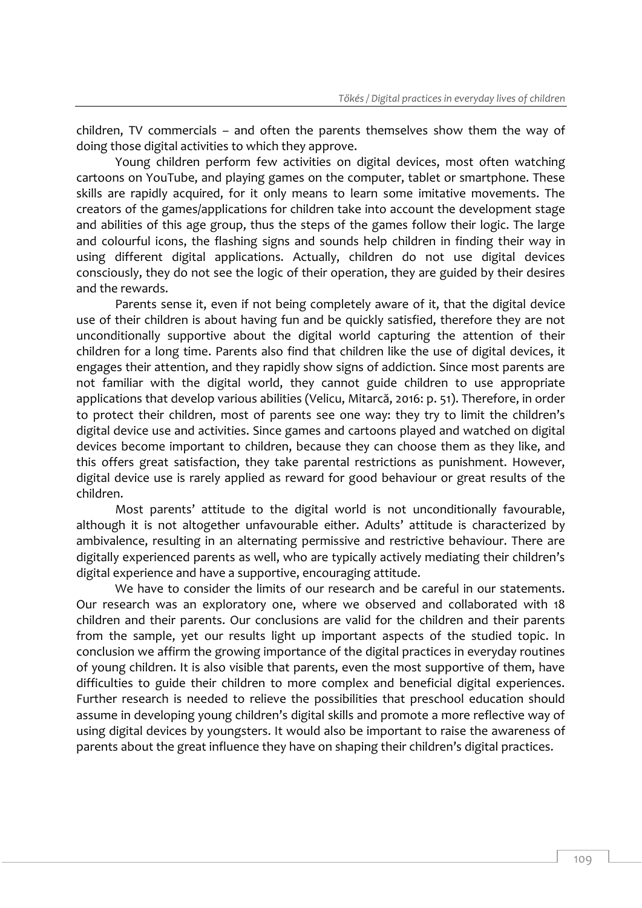children, TV commercials – and often the parents themselves show them the way of doing those digital activities to which they approve.

Young children perform few activities on digital devices, most often watching cartoons on YouTube, and playing games on the computer, tablet or smartphone. These skills are rapidly acquired, for it only means to learn some imitative movements. The creators of the games/applications for children take into account the development stage and abilities of this age group, thus the steps of the games follow their logic. The large and colourful icons, the flashing signs and sounds help children in finding their way in using different digital applications. Actually, children do not use digital devices consciously, they do not see the logic of their operation, they are guided by their desires and the rewards.

Parents sense it, even if not being completely aware of it, that the digital device use of their children is about having fun and be quickly satisfied, therefore they are not unconditionally supportive about the digital world capturing the attention of their children for a long time. Parents also find that children like the use of digital devices, it engages their attention, and they rapidly show signs of addiction. Since most parents are not familiar with the digital world, they cannot guide children to use appropriate applications that develop various abilities (Velicu, Mitarcă, 2016: p. 51). Therefore, in order to protect their children, most of parents see one way: they try to limit the children's digital device use and activities. Since games and cartoons played and watched on digital devices become important to children, because they can choose them as they like, and this offers great satisfaction, they take parental restrictions as punishment. However, digital device use is rarely applied as reward for good behaviour or great results of the children.

Most parents' attitude to the digital world is not unconditionally favourable, although it is not altogether unfavourable either. Adults' attitude is characterized by ambivalence, resulting in an alternating permissive and restrictive behaviour. There are digitally experienced parents as well, who are typically actively mediating their children's digital experience and have a supportive, encouraging attitude.

We have to consider the limits of our research and be careful in our statements. Our research was an exploratory one, where we observed and collaborated with 18 children and their parents. Our conclusions are valid for the children and their parents from the sample, yet our results light up important aspects of the studied topic. In conclusion we affirm the growing importance of the digital practices in everyday routines of young children. It is also visible that parents, even the most supportive of them, have difficulties to guide their children to more complex and beneficial digital experiences. Further research is needed to relieve the possibilities that preschool education should assume in developing young children's digital skills and promote a more reflective way of using digital devices by youngsters. It would also be important to raise the awareness of parents about the great influence they have on shaping their children's digital practices.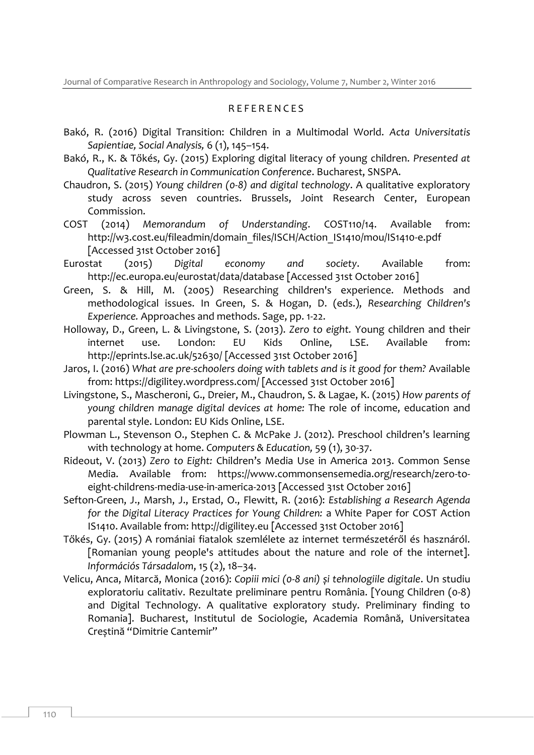## REFERENCES

Bakó, R. (2016) Digital Transition: Children in a Multimodal World. *Acta Universitatis Sapientiae, Social Analysis,* 6 (1), 145–154.

Bakó, R., K. & Tőkés, Gy. (2015) Exploring digital literacy of young children. *Presented at Qualitative Research in Communication Conference*. Bucharest, SNSPA.

Chaudron, S. (2015) *Young children (0-8) and digital technology*. A qualitative exploratory study across seven countries. Brussels, Joint Research Center, European Commission.

COST (2014) *Memorandum of Understanding*. COST110/14. Available from: http://w3.cost.eu/fileadmin/domain_files/ISCH/Action_IS1410/mou/IS1410-e.pdf [Accessed 31st October 2016]

Eurostat (2015) *Digital economy and society*. Available from: http://ec.europa.eu/eurostat/data/database [Accessed 31st October 2016]

Green, S. & Hill, M. (2005) Researching children's experience. Methods and methodological issues. In Green, S. & Hogan, D. (eds.), *Researching Children's Experience.* Approaches and methods. Sage, pp. 1-22.

Holloway, D., Green, L. & Livingstone, S. (2013). *Zero to eight.* Young children and their internet use. London: EU Kids Online, LSE. Available from: http://eprints.lse.ac.uk/52630/ [Accessed 31st October 2016]

Jaros, I. (2016) *What are pre-schoolers doing with tablets and is it good for them?* Available from: https://digilitey.wordpress.com/ [Accessed 31st October 2016]

Livingstone, S., Mascheroni, G., Dreier, M., Chaudron, S. & Lagae, K. (2015) *How parents of young children manage digital devices at home:* The role of income, education and parental style. London: EU Kids Online, LSE.

Plowman L., Stevenson O., Stephen C. & McPake J. (2012). Preschool children's learning with technology at home. *Computers & Education,* 59 (1), 30-37.

Rideout, V. (2013) *Zero to Eight:* Children's Media Use in America 2013. Common Sense Media. Available from: https://www.commonsensemedia.org/research/zero-to-eight-childrens-media-use-in-america-2013 [Accessed 31st October 2016]

Sefton-Green, J., Marsh, J., Erstad, O., Flewitt, R. (2016): *Establishing a Research Agenda for the Digital Literacy Practices for Young Children:* a White Paper for COST Action IS1410. Available from: http://digilitey.eu [Accessed 31st October 2016]

Tőkés, Gy. (2015) A romániai fiatalok szemlélete az internet természetéről és hasznáról. [Romanian young people's attitudes about the nature and role of the internet]. *Információs Társadalom*, 15 (2), 18–34.

Velicu, Anca, Mitarcă, Monica (2016): *Copiii mici (0-8 ani) și tehnologiile digitale*. Un studiu exploratoriu calitativ. Rezultate preliminare pentru România. [Young Children (0-8) and Digital Technology. A qualitative exploratory study. Preliminary finding to Romania]. Bucharest, Institutul de Sociologie, Academia Română, Universitatea Creștină "Dimitrie Cantemir"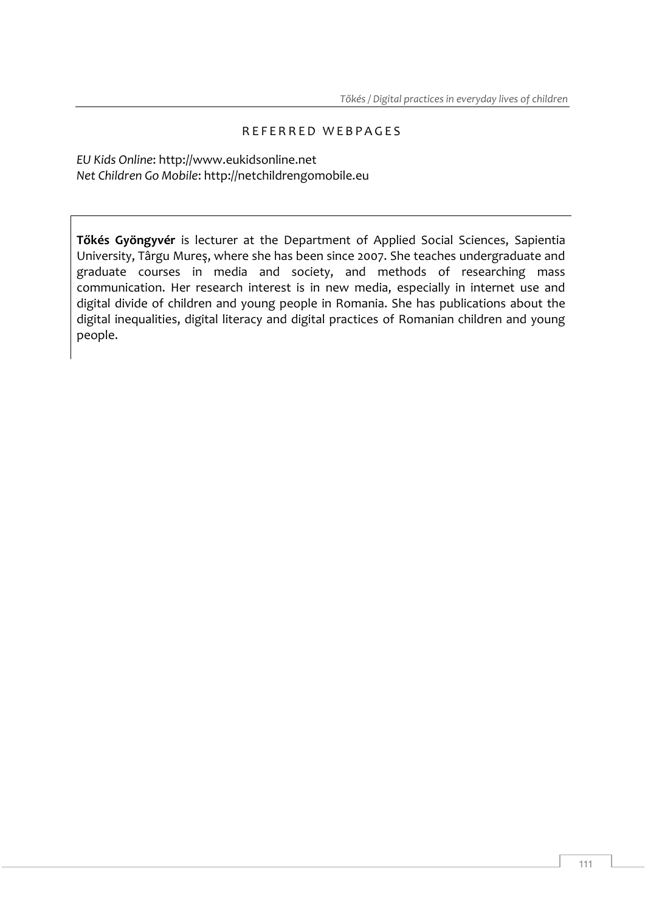## REFERRED WEBPAGES

*EU Kids Online*: http://www.eukidsonline.net
*Net Children Go Mobile*: http://netchildrengomobile.eu

**Tőkés Gyöngyvér** is lecturer at the Department of Applied Social Sciences, Sapientia University, Târgu Mureş, where she has been since 2007. She teaches undergraduate and graduate courses in media and society, and methods of researching mass communication. Her research interest is in new media, especially in internet use and digital divide of children and young people in Romania. She has publications about the digital inequalities, digital literacy and digital practices of Romanian children and young people.